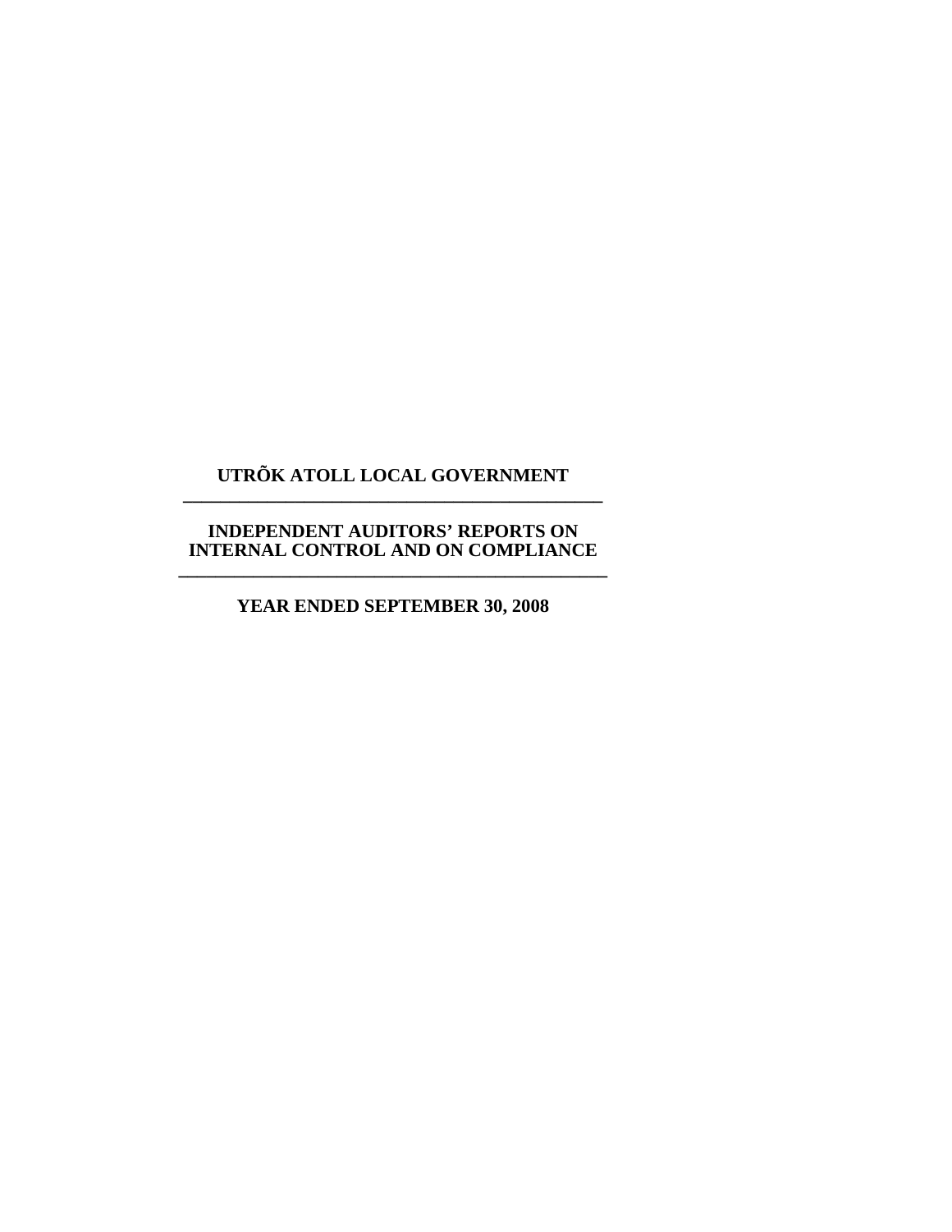# UTRÕK ATOLL LOCAL GOVERNMENT

## INDEPENDENT AUDITORS' REPORTS ON INTERNAL CONTROL AND ON COMPLIANCE

### YEAR ENDED SEPTEMBER 30, 2008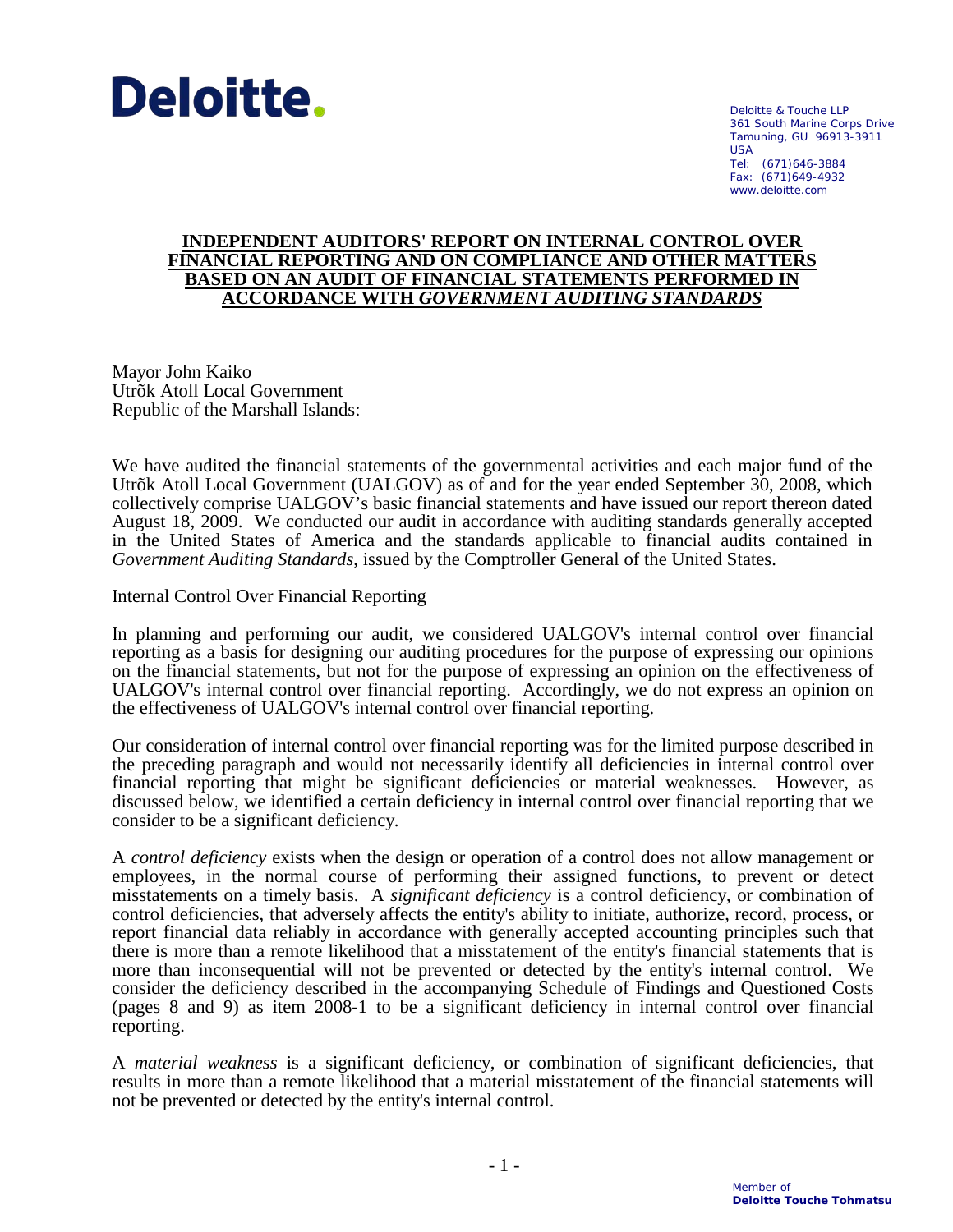Deloitte.

Deloitte & Touche LLP
361 South Marine Corps Drive
Tamuning, GU 96913-3911
USA
Tel: (671)646-3884
Fax: (671)649-4932
www.deloitte.com

## INDEPENDENT AUDITORS' REPORT ON INTERNAL CONTROL OVER FINANCIAL REPORTING AND ON COMPLIANCE AND OTHER MATTERS BASED ON AN AUDIT OF FINANCIAL STATEMENTS PERFORMED IN ACCORDANCE WITH *GOVERNMENT AUDITING STANDARDS*

Mayor John Kaiko
Utrõk Atoll Local Government
Republic of the Marshall Islands:

We have audited the financial statements of the governmental activities and each major fund of the Utrõk Atoll Local Government (UALGOV) as of and for the year ended September 30, 2008, which collectively comprise UALGOV's basic financial statements and have issued our report thereon dated August 18, 2009. We conducted our audit in accordance with auditing standards generally accepted in the United States of America and the standards applicable to financial audits contained in *Government Auditing Standards*, issued by the Comptroller General of the United States.

Internal Control Over Financial Reporting

In planning and performing our audit, we considered UALGOV's internal control over financial reporting as a basis for designing our auditing procedures for the purpose of expressing our opinions on the financial statements, but not for the purpose of expressing an opinion on the effectiveness of UALGOV's internal control over financial reporting. Accordingly, we do not express an opinion on the effectiveness of UALGOV's internal control over financial reporting.

Our consideration of internal control over financial reporting was for the limited purpose described in the preceding paragraph and would not necessarily identify all deficiencies in internal control over financial reporting that might be significant deficiencies or material weaknesses. However, as discussed below, we identified a certain deficiency in internal control over financial reporting that we consider to be a significant deficiency.

A *control deficiency* exists when the design or operation of a control does not allow management or employees, in the normal course of performing their assigned functions, to prevent or detect misstatements on a timely basis. A *significant deficiency* is a control deficiency, or combination of control deficiencies, that adversely affects the entity's ability to initiate, authorize, record, process, or report financial data reliably in accordance with generally accepted accounting principles such that there is more than a remote likelihood that a misstatement of the entity's financial statements that is more than inconsequential will not be prevented or detected by the entity's internal control. We consider the deficiency described in the accompanying Schedule of Findings and Questioned Costs (pages 8 and 9) as item 2008-1 to be a significant deficiency in internal control over financial reporting.

A *material weakness* is a significant deficiency, or combination of significant deficiencies, that results in more than a remote likelihood that a material misstatement of the financial statements will not be prevented or detected by the entity's internal control.

Member of
Deloitte Touche Tohmatsu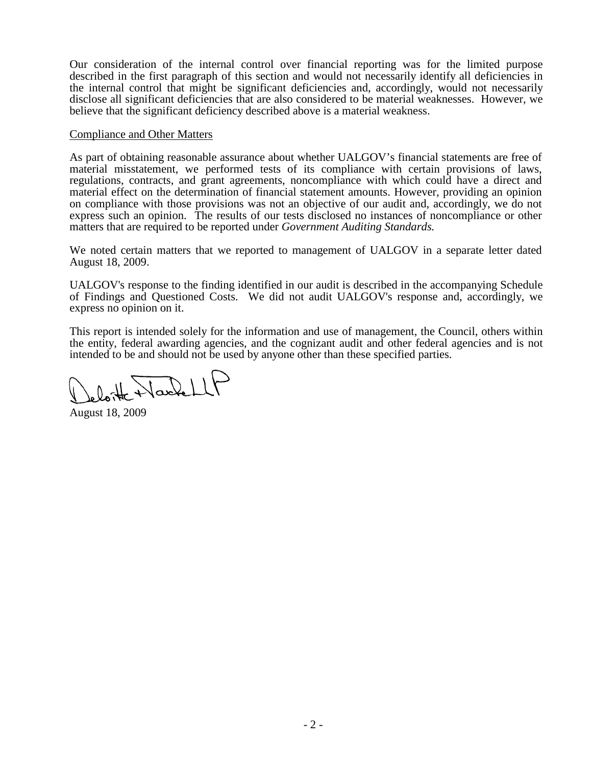Our consideration of the internal control over financial reporting was for the limited purpose described in the first paragraph of this section and would not necessarily identify all deficiencies in the internal control that might be significant deficiencies and, accordingly, would not necessarily disclose all significant deficiencies that are also considered to be material weaknesses. However, we believe that the significant deficiency described above is a material weakness.

Compliance and Other Matters

As part of obtaining reasonable assurance about whether UALGOV's financial statements are free of material misstatement, we performed tests of its compliance with certain provisions of laws, regulations, contracts, and grant agreements, noncompliance with which could have a direct and material effect on the determination of financial statement amounts. However, providing an opinion on compliance with those provisions was not an objective of our audit and, accordingly, we do not express such an opinion. The results of our tests disclosed no instances of noncompliance or other matters that are required to be reported under *Government Auditing Standards.*

We noted certain matters that we reported to management of UALGOV in a separate letter dated August 18, 2009.

UALGOV's response to the finding identified in our audit is described in the accompanying Schedule of Findings and Questioned Costs. We did not audit UALGOV's response and, accordingly, we express no opinion on it.

This report is intended solely for the information and use of management, the Council, others within the entity, federal awarding agencies, and the cognizant audit and other federal agencies and is not intended to be and should not be used by anyone other than these specified parties.

Deloitte & Touche LLP

August 18, 2009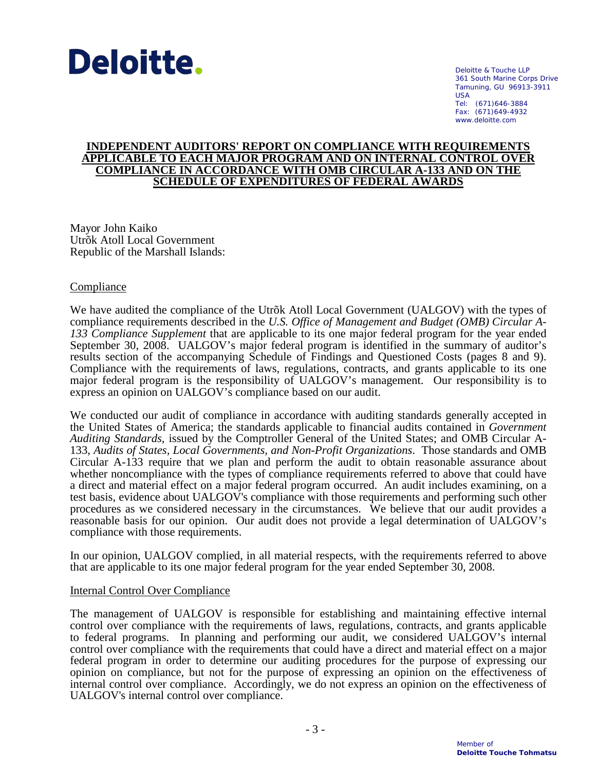Deloitte.

Deloitte & Touche LLP
361 South Marine Corps Drive
Tamuning, GU 96913-3911
USA
Tel: (671)646-3884
Fax: (671)649-4932
www.deloitte.com

## INDEPENDENT AUDITORS' REPORT ON COMPLIANCE WITH REQUIREMENTS APPLICABLE TO EACH MAJOR PROGRAM AND ON INTERNAL CONTROL OVER COMPLIANCE IN ACCORDANCE WITH OMB CIRCULAR A-133 AND ON THE SCHEDULE OF EXPENDITURES OF FEDERAL AWARDS

Mayor John Kaiko
Utrõk Atoll Local Government
Republic of the Marshall Islands:

### Compliance

We have audited the compliance of the Utrõk Atoll Local Government (UALGOV) with the types of compliance requirements described in the *U.S. Office of Management and Budget (OMB) Circular A-133 Compliance Supplement* that are applicable to its one major federal program for the year ended September 30, 2008. UALGOV's major federal program is identified in the summary of auditor's results section of the accompanying Schedule of Findings and Questioned Costs (pages 8 and 9). Compliance with the requirements of laws, regulations, contracts, and grants applicable to its one major federal program is the responsibility of UALGOV's management. Our responsibility is to express an opinion on UALGOV's compliance based on our audit.

We conducted our audit of compliance in accordance with auditing standards generally accepted in the United States of America; the standards applicable to financial audits contained in *Government Auditing Standards*, issued by the Comptroller General of the United States; and OMB Circular A-133, *Audits of States, Local Governments, and Non-Profit Organizations*. Those standards and OMB Circular A-133 require that we plan and perform the audit to obtain reasonable assurance about whether noncompliance with the types of compliance requirements referred to above that could have a direct and material effect on a major federal program occurred. An audit includes examining, on a test basis, evidence about UALGOV's compliance with those requirements and performing such other procedures as we considered necessary in the circumstances. We believe that our audit provides a reasonable basis for our opinion. Our audit does not provide a legal determination of UALGOV's compliance with those requirements.

In our opinion, UALGOV complied, in all material respects, with the requirements referred to above that are applicable to its one major federal program for the year ended September 30, 2008.

### Internal Control Over Compliance

The management of UALGOV is responsible for establishing and maintaining effective internal control over compliance with the requirements of laws, regulations, contracts, and grants applicable to federal programs. In planning and performing our audit, we considered UALGOV's internal control over compliance with the requirements that could have a direct and material effect on a major federal program in order to determine our auditing procedures for the purpose of expressing our opinion on compliance, but not for the purpose of expressing an opinion on the effectiveness of internal control over compliance. Accordingly, we do not express an opinion on the effectiveness of UALGOV's internal control over compliance.

Member of
**Deloitte Touche Tohmatsu**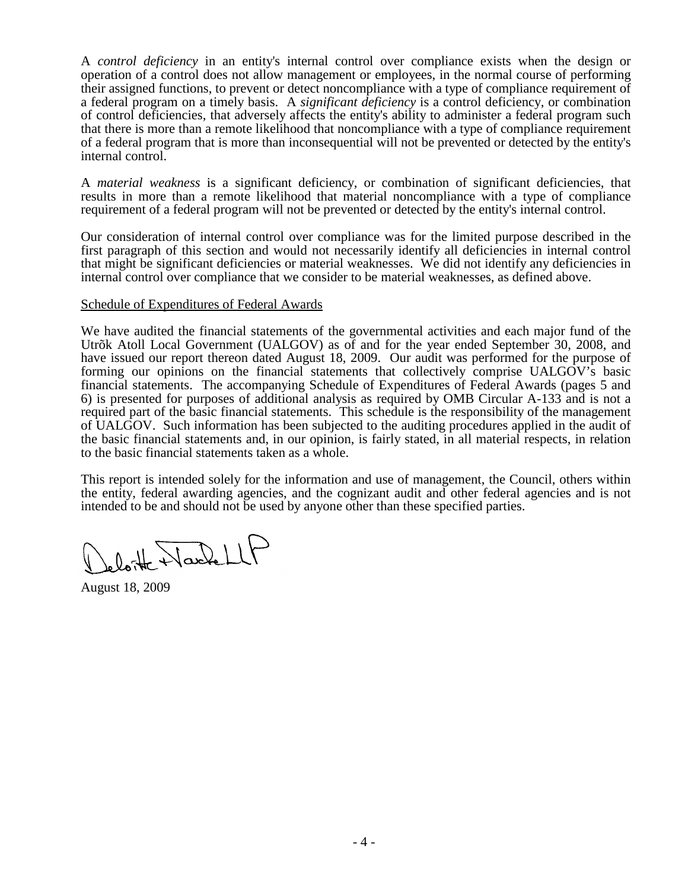A *control deficiency* in an entity's internal control over compliance exists when the design or operation of a control does not allow management or employees, in the normal course of performing their assigned functions, to prevent or detect noncompliance with a type of compliance requirement of a federal program on a timely basis. A *significant deficiency* is a control deficiency, or combination of control deficiencies, that adversely affects the entity's ability to administer a federal program such that there is more than a remote likelihood that noncompliance with a type of compliance requirement of a federal program that is more than inconsequential will not be prevented or detected by the entity's internal control.

A *material weakness* is a significant deficiency, or combination of significant deficiencies, that results in more than a remote likelihood that material noncompliance with a type of compliance requirement of a federal program will not be prevented or detected by the entity's internal control.

Our consideration of internal control over compliance was for the limited purpose described in the first paragraph of this section and would not necessarily identify all deficiencies in internal control that might be significant deficiencies or material weaknesses. We did not identify any deficiencies in internal control over compliance that we consider to be material weaknesses, as defined above.

Schedule of Expenditures of Federal Awards

We have audited the financial statements of the governmental activities and each major fund of the Utrõk Atoll Local Government (UALGOV) as of and for the year ended September 30, 2008, and have issued our report thereon dated August 18, 2009. Our audit was performed for the purpose of forming our opinions on the financial statements that collectively comprise UALGOV's basic financial statements. The accompanying Schedule of Expenditures of Federal Awards (pages 5 and 6) is presented for purposes of additional analysis as required by OMB Circular A-133 and is not a required part of the basic financial statements. This schedule is the responsibility of the management of UALGOV. Such information has been subjected to the auditing procedures applied in the audit of the basic financial statements and, in our opinion, is fairly stated, in all material respects, in relation to the basic financial statements taken as a whole.

This report is intended solely for the information and use of management, the Council, others within the entity, federal awarding agencies, and the cognizant audit and other federal agencies and is not intended to be and should not be used by anyone other than these specified parties.

Deloitte & Touche LLP

August 18, 2009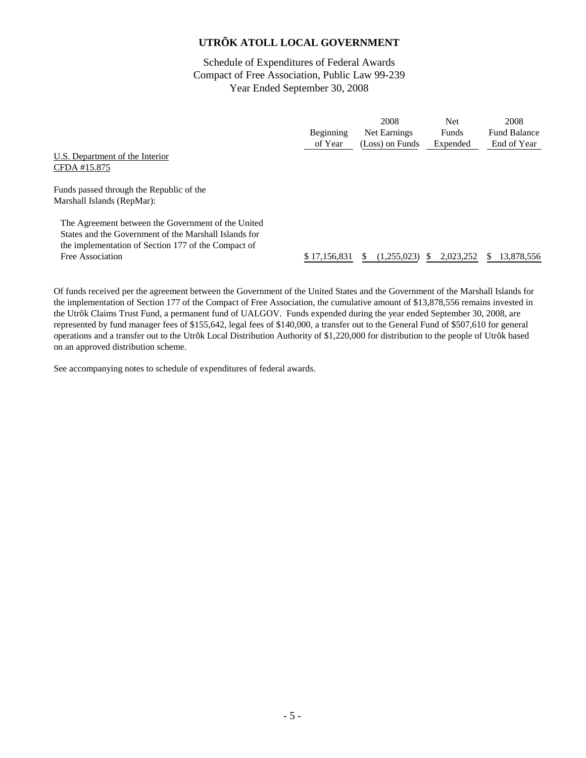# UTRÕK ATOLL LOCAL GOVERNMENT

Schedule of Expenditures of Federal Awards
Compact of Free Association, Public Law 99-239
Year Ended September 30, 2008

| | Beginning of Year | 2008 Net Earnings (Loss) on Funds | Net Funds Expended | 2008 Fund Balance End of Year |
|---|---|---|---|---|
| U.S. Department of the Interior<br>CFDA #15.875 | | | | |
| Funds passed through the Republic of the Marshall Islands (RepMar): | | | | |
| The Agreement between the Government of the United States and the Government of the Marshall Islands for the implementation of Section 177 of the Compact of Free Association | $ 17,156,831 | $ (1,255,023) | $ 2,023,252 | $ 13,878,556 |

Of funds received per the agreement between the Government of the United States and the Government of the Marshall Islands for the implementation of Section 177 of the Compact of Free Association, the cumulative amount of $13,878,556 remains invested in the Utrõk Claims Trust Fund, a permanent fund of UALGOV. Funds expended during the year ended September 30, 2008, are represented by fund manager fees of $155,642, legal fees of $140,000, a transfer out to the General Fund of $507,610 for general operations and a transfer out to the Utrõk Local Distribution Authority of $1,220,000 for distribution to the people of Utrõk based on an approved distribution scheme.

See accompanying notes to schedule of expenditures of federal awards.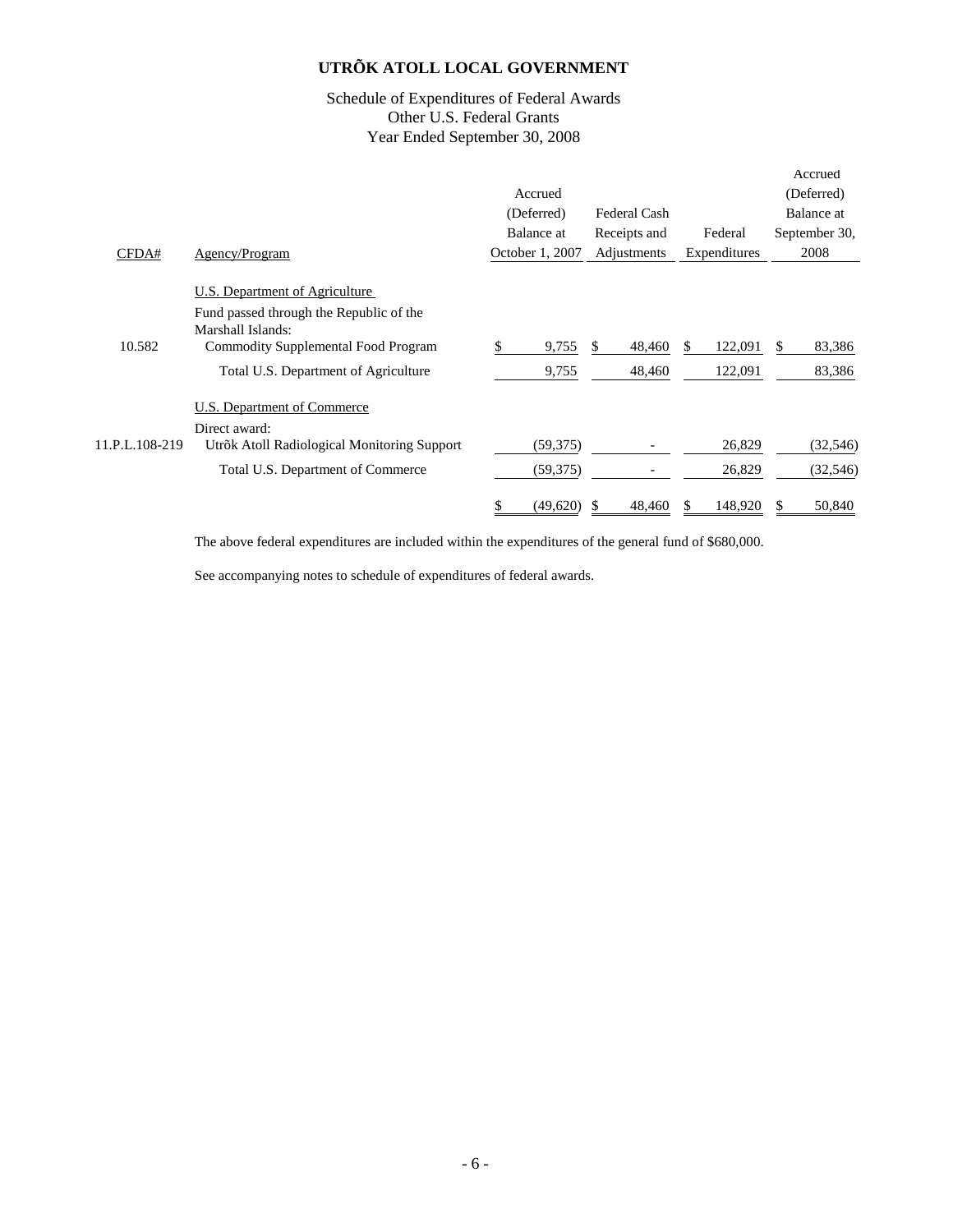# UTRÕK ATOLL LOCAL GOVERNMENT

Schedule of Expenditures of Federal Awards
Other U.S. Federal Grants
Year Ended September 30, 2008

| CFDA# | Agency/Program | Accrued (Deferred) Balance at October 1, 2007 | Federal Cash Receipts and Adjustments | Federal Expenditures | Accrued (Deferred) Balance at September 30, 2008 |
|---|---|---|---|---|---|
| | U.S. Department of Agriculture | | | | |
| | Fund passed through the Republic of the Marshall Islands: | | | | |
| 10.582 | Commodity Supplemental Food Program | $ 9,755 | $ 48,460 | $ 122,091 | $ 83,386 |
| | Total U.S. Department of Agriculture | 9,755 | 48,460 | 122,091 | 83,386 |
| | U.S. Department of Commerce | | | | |
| | Direct award: | | | | |
| 11.P.L.108-219 | Utrõk Atoll Radiological Monitoring Support | (59,375) | - | 26,829 | (32,546) |
| | Total U.S. Department of Commerce | (59,375) | - | 26,829 | (32,546) |
| | | $ (49,620) | $ 48,460 | $ 148,920 | $ 50,840 |

The above federal expenditures are included within the expenditures of the general fund of $680,000.

See accompanying notes to schedule of expenditures of federal awards.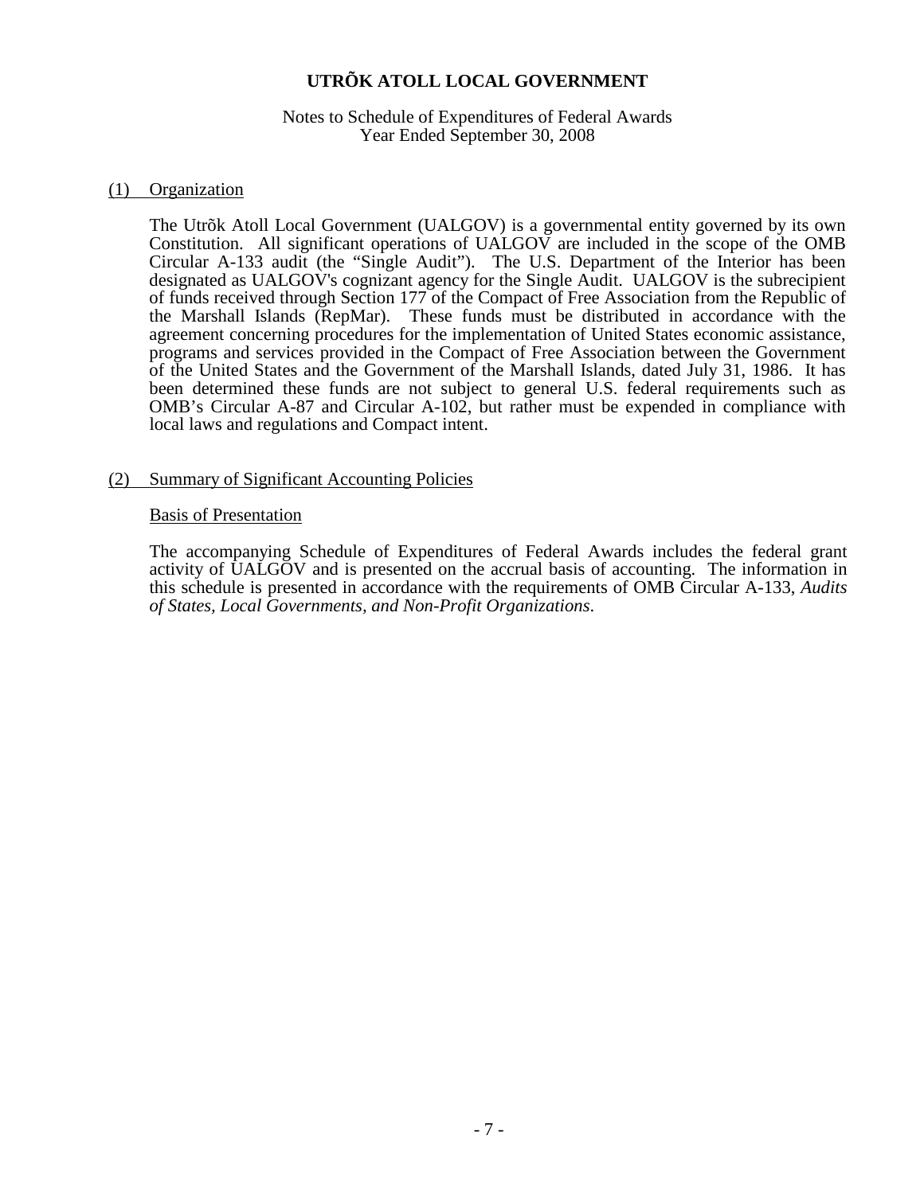# UTRÕK ATOLL LOCAL GOVERNMENT

Notes to Schedule of Expenditures of Federal Awards
Year Ended September 30, 2008

## (1) Organization

The Utrõk Atoll Local Government (UALGOV) is a governmental entity governed by its own Constitution. All significant operations of UALGOV are included in the scope of the OMB Circular A-133 audit (the "Single Audit"). The U.S. Department of the Interior has been designated as UALGOV's cognizant agency for the Single Audit. UALGOV is the subrecipient of funds received through Section 177 of the Compact of Free Association from the Republic of the Marshall Islands (RepMar). These funds must be distributed in accordance with the agreement concerning procedures for the implementation of United States economic assistance, programs and services provided in the Compact of Free Association between the Government of the United States and the Government of the Marshall Islands, dated July 31, 1986. It has been determined these funds are not subject to general U.S. federal requirements such as OMB's Circular A-87 and Circular A-102, but rather must be expended in compliance with local laws and regulations and Compact intent.

## (2) Summary of Significant Accounting Policies

### Basis of Presentation

The accompanying Schedule of Expenditures of Federal Awards includes the federal grant activity of UALGOV and is presented on the accrual basis of accounting. The information in this schedule is presented in accordance with the requirements of OMB Circular A-133, *Audits of States, Local Governments, and Non-Profit Organizations*.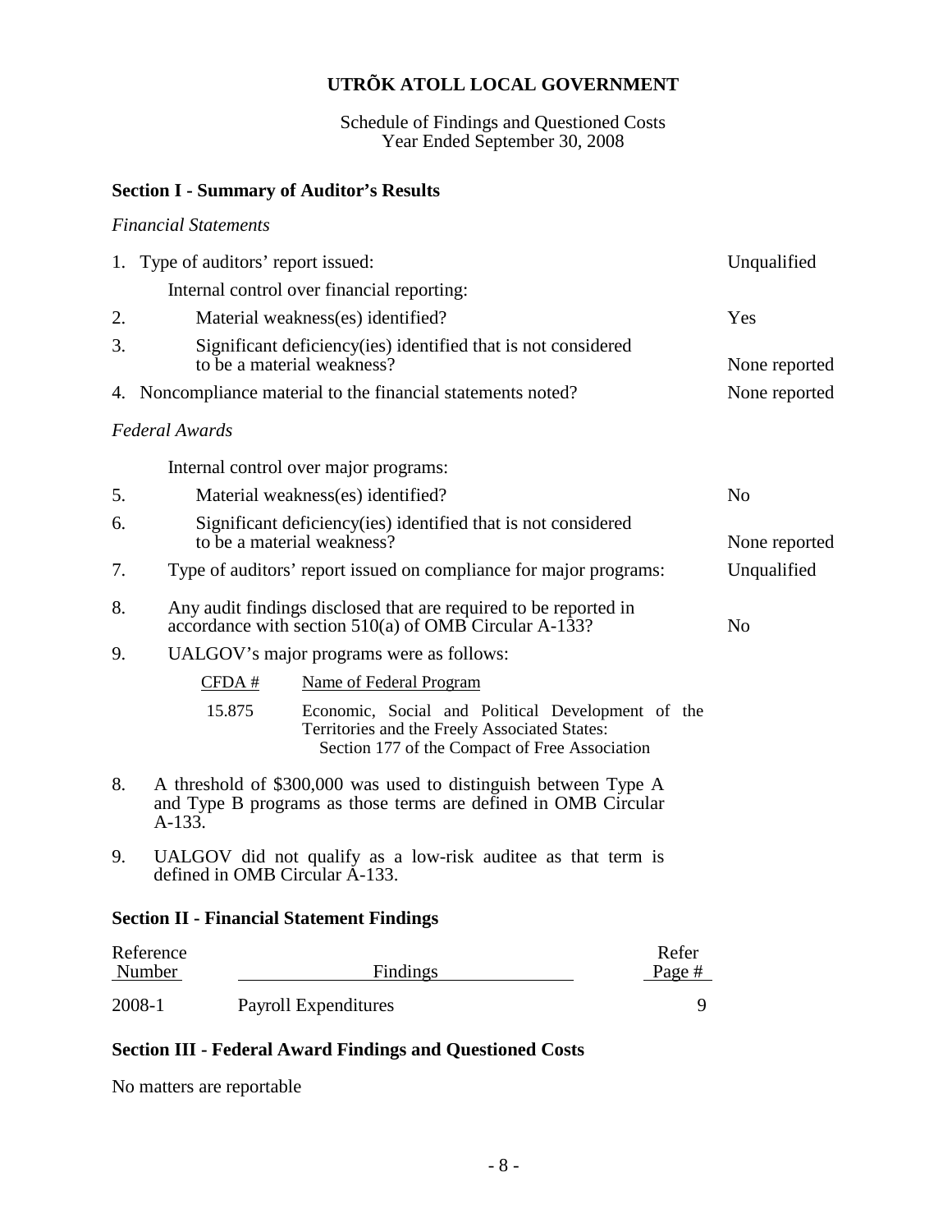# UTRÕK ATOLL LOCAL GOVERNMENT

Schedule of Findings and Questioned Costs
Year Ended September 30, 2008

## Section I - Summary of Auditor's Results

*Financial Statements*

| | | |
|---|---|---|
| 1. | Type of auditors' report issued: | Unqualified |
| | Internal control over financial reporting: | |
| 2. | Material weakness(es) identified? | Yes |
| 3. | Significant deficiency(ies) identified that is not considered to be a material weakness? | None reported |
| 4. | Noncompliance material to the financial statements noted? | None reported |

*Federal Awards*

| | | |
|---|---|---|
| | Internal control over major programs: | |
| 5. | Material weakness(es) identified? | No |
| 6. | Significant deficiency(ies) identified that is not considered to be a material weakness? | None reported |
| 7. | Type of auditors' report issued on compliance for major programs: | Unqualified |
| 8. | Any audit findings disclosed that are required to be reported in accordance with section 510(a) of OMB Circular A-133? | No |
| 9. | UALGOV's major programs were as follows: | |

| CFDA # | Name of Federal Program |
|---|---|
| 15.875 | Economic, Social and Political Development of the Territories and the Freely Associated States: Section 177 of the Compact of Free Association |

8. A threshold of $300,000 was used to distinguish between Type A and Type B programs as those terms are defined in OMB Circular A-133.

9. UALGOV did not qualify as a low-risk auditee as that term is defined in OMB Circular A-133.

## Section II - Financial Statement Findings

| Reference Number | Findings | Refer Page # |
|---|---|---|
| 2008-1 | Payroll Expenditures | 9 |

## Section III - Federal Award Findings and Questioned Costs

No matters are reportable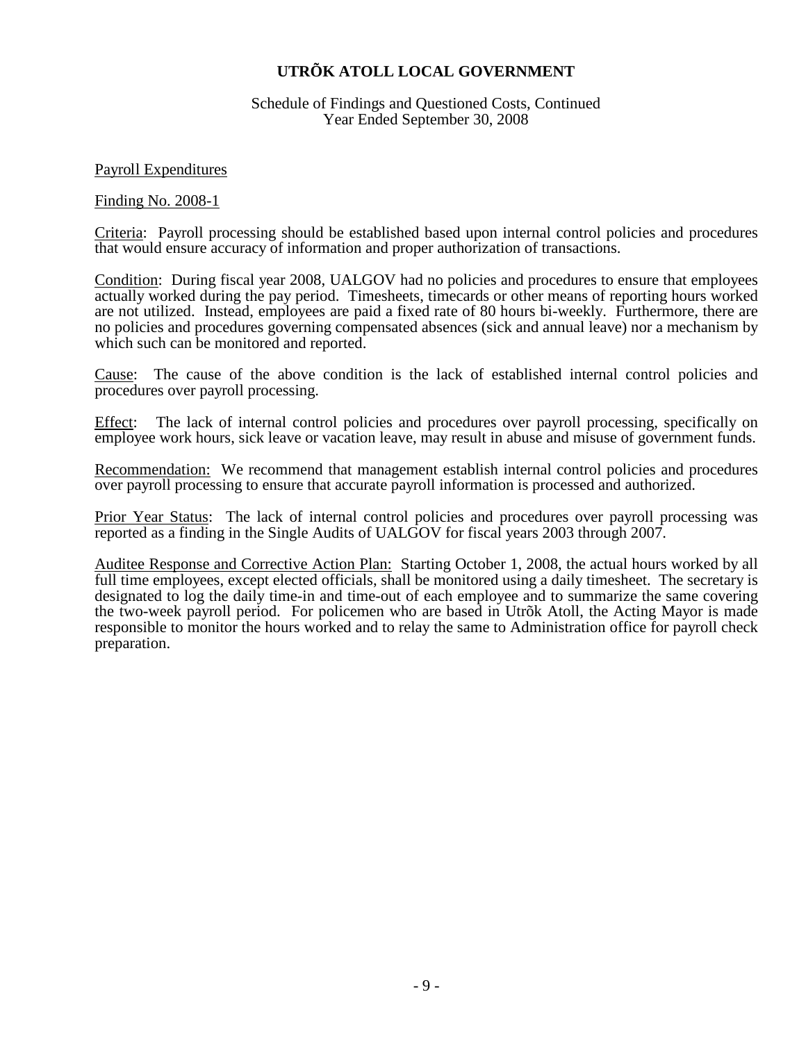**UTRÕK ATOLL LOCAL GOVERNMENT**

Schedule of Findings and Questioned Costs, Continued
Year Ended September 30, 2008

Payroll Expenditures

Finding No. 2008-1

Criteria: Payroll processing should be established based upon internal control policies and procedures that would ensure accuracy of information and proper authorization of transactions.

Condition: During fiscal year 2008, UALGOV had no policies and procedures to ensure that employees actually worked during the pay period. Timesheets, timecards or other means of reporting hours worked are not utilized. Instead, employees are paid a fixed rate of 80 hours bi-weekly. Furthermore, there are no policies and procedures governing compensated absences (sick and annual leave) nor a mechanism by which such can be monitored and reported.

Cause: The cause of the above condition is the lack of established internal control policies and procedures over payroll processing.

Effect: The lack of internal control policies and procedures over payroll processing, specifically on employee work hours, sick leave or vacation leave, may result in abuse and misuse of government funds.

Recommendation: We recommend that management establish internal control policies and procedures over payroll processing to ensure that accurate payroll information is processed and authorized.

Prior Year Status: The lack of internal control policies and procedures over payroll processing was reported as a finding in the Single Audits of UALGOV for fiscal years 2003 through 2007.

Auditee Response and Corrective Action Plan: Starting October 1, 2008, the actual hours worked by all full time employees, except elected officials, shall be monitored using a daily timesheet. The secretary is designated to log the daily time-in and time-out of each employee and to summarize the same covering the two-week payroll period. For policemen who are based in Utrõk Atoll, the Acting Mayor is made responsible to monitor the hours worked and to relay the same to Administration office for payroll check preparation.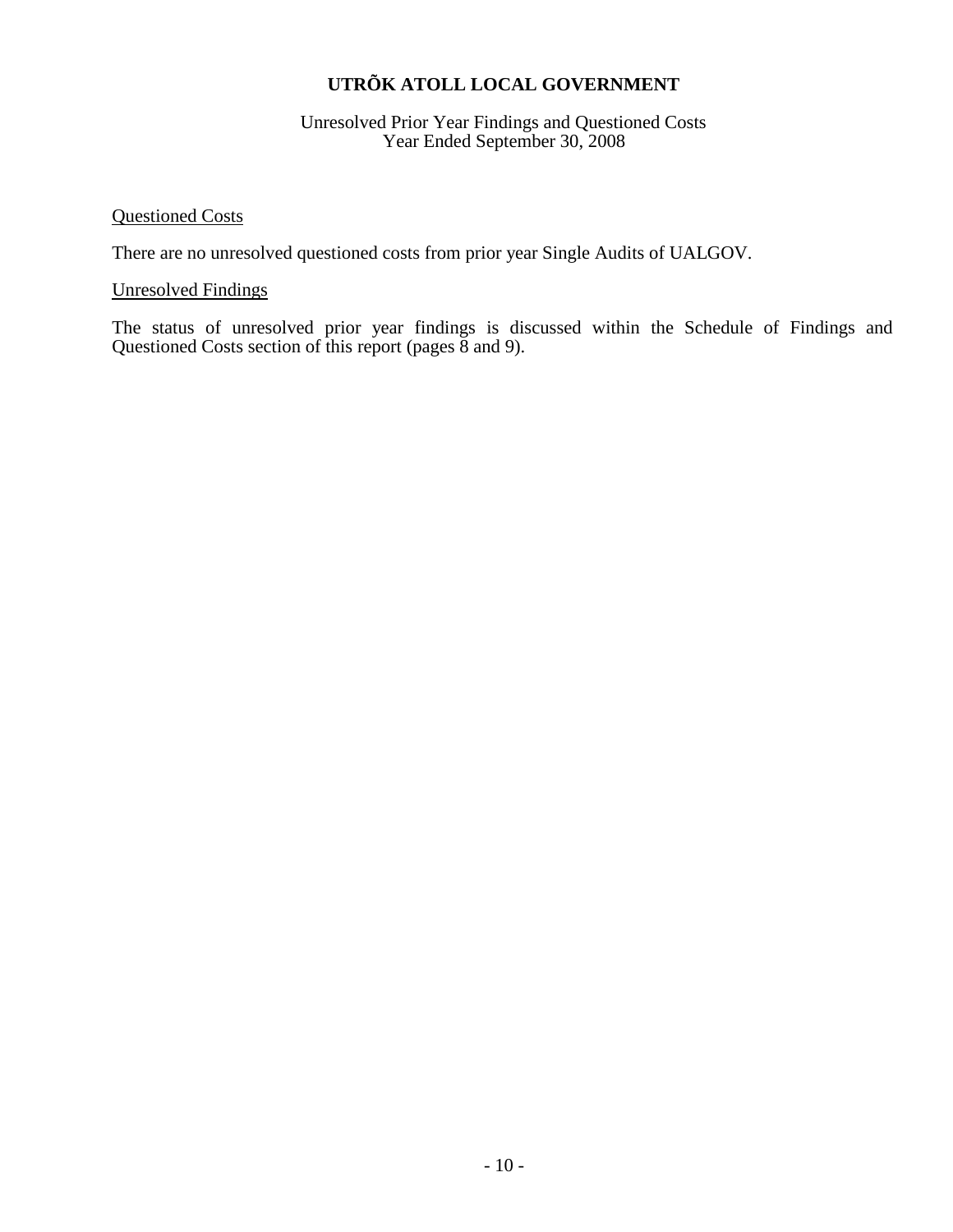# UTRÕK ATOLL LOCAL GOVERNMENT

Unresolved Prior Year Findings and Questioned Costs
Year Ended September 30, 2008

<u>Questioned Costs</u>

There are no unresolved questioned costs from prior year Single Audits of UALGOV.

<u>Unresolved Findings</u>

The status of unresolved prior year findings is discussed within the Schedule of Findings and Questioned Costs section of this report (pages 8 and 9).